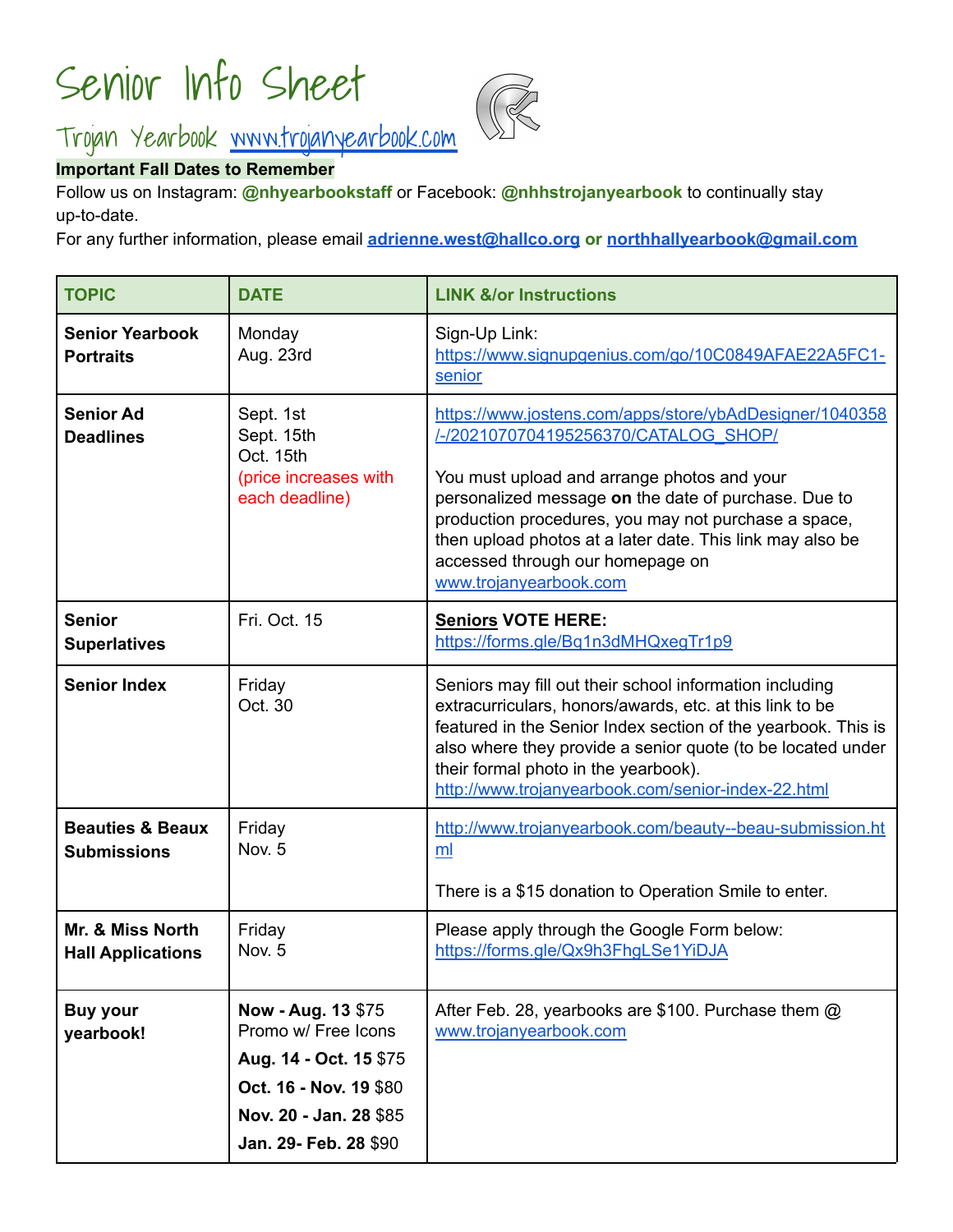# Senior Info Sheet

## Trojan Yearbook www.trojanyearbook.com

**Important Fall Dates to Remember**

Follow us on Instagram: **@nhyearbookstaff** or Facebook: **@nhhstrojanyearbook** to continually stay up-to-date.

For any further information, please email **adrienne.west@hallco.org or northhallyearbook@gmail.com**

| TOPIC | DATE | LINK &/or Instructions |
|---|---|---|
| **Senior Yearbook Portraits** | Monday<br>Aug. 23rd | Sign-Up Link:<br>https://www.signupgenius.com/go/10C0849AFAE22A5FC1-senior |
| **Senior Ad Deadlines** | Sept. 1st<br>Sept. 15th<br>Oct. 15th<br>(price increases with each deadline) | https://www.jostens.com/apps/store/ybAdDesigner/1040358/-/2021070704195256370/CATALOG_SHOP/<br><br>You must upload and arrange photos and your personalized message **on** the date of purchase. Due to production procedures, you may not purchase a space, then upload photos at a later date. This link may also be accessed through our homepage on www.trojanyearbook.com |
| **Senior Superlatives** | Fri. Oct. 15 | **Seniors VOTE HERE:**<br>https://forms.gle/Bq1n3dMHQxegTr1p9 |
| **Senior Index** | Friday<br>Oct. 30 | Seniors may fill out their school information including extracurriculars, honors/awards, etc. at this link to be featured in the Senior Index section of the yearbook. This is also where they provide a senior quote (to be located under their formal photo in the yearbook).<br>http://www.trojanyearbook.com/senior-index-22.html |
| **Beauties & Beaux Submissions** | Friday<br>Nov. 5 | http://www.trojanyearbook.com/beauty--beau-submission.html<br><br>There is a $15 donation to Operation Smile to enter. |
| **Mr. & Miss North Hall Applications** | Friday<br>Nov. 5 | Please apply through the Google Form below:<br>https://forms.gle/Qx9h3FhgLSe1YiDJA |
| **Buy your yearbook!** | **Now - Aug. 13** $75<br>Promo w/ Free Icons<br>**Aug. 14 - Oct. 15** $75<br>**Oct. 16 - Nov. 19** $80<br>**Nov. 20 - Jan. 28** $85<br>**Jan. 29- Feb. 28** $90 | After Feb. 28, yearbooks are $100. Purchase them @ www.trojanyearbook.com |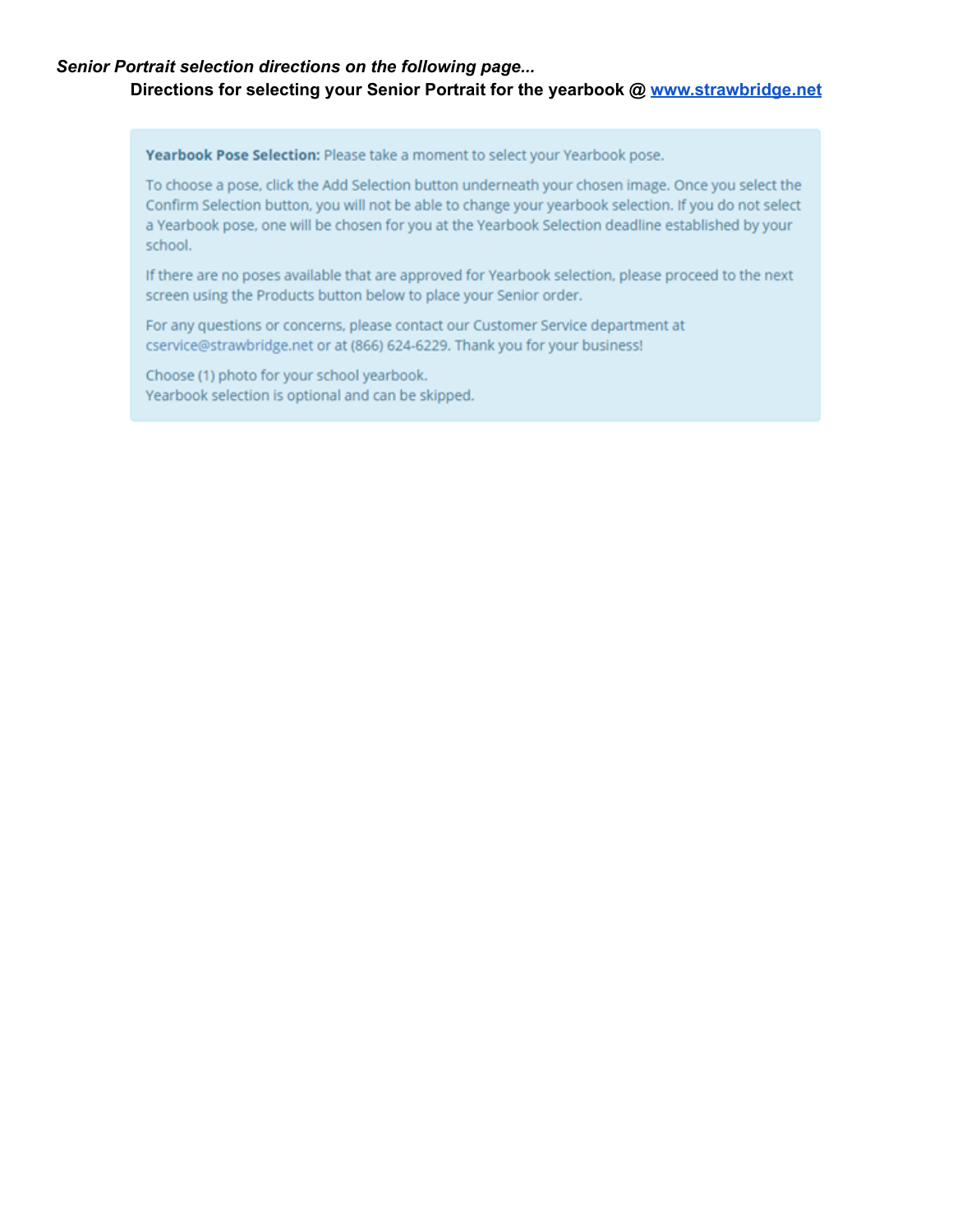***Senior Portrait selection directions on the following page...***

**Directions for selecting your Senior Portrait for the yearbook @ [www.strawbridge.net](http://www.strawbridge.net)**

**Yearbook Pose Selection:** Please take a moment to select your Yearbook pose.

To choose a pose, click the Add Selection button underneath your chosen image. Once you select the Confirm Selection button, you will not be able to change your yearbook selection. If you do not select a Yearbook pose, one will be chosen for you at the Yearbook Selection deadline established by your school.

If there are no poses available that are approved for Yearbook selection, please proceed to the next screen using the Products button below to place your Senior order.

For any questions or concerns, please contact our Customer Service department at cservice@strawbridge.net or at (866) 624-6229. Thank you for your business!

Choose (1) photo for your school yearbook.
Yearbook selection is optional and can be skipped.